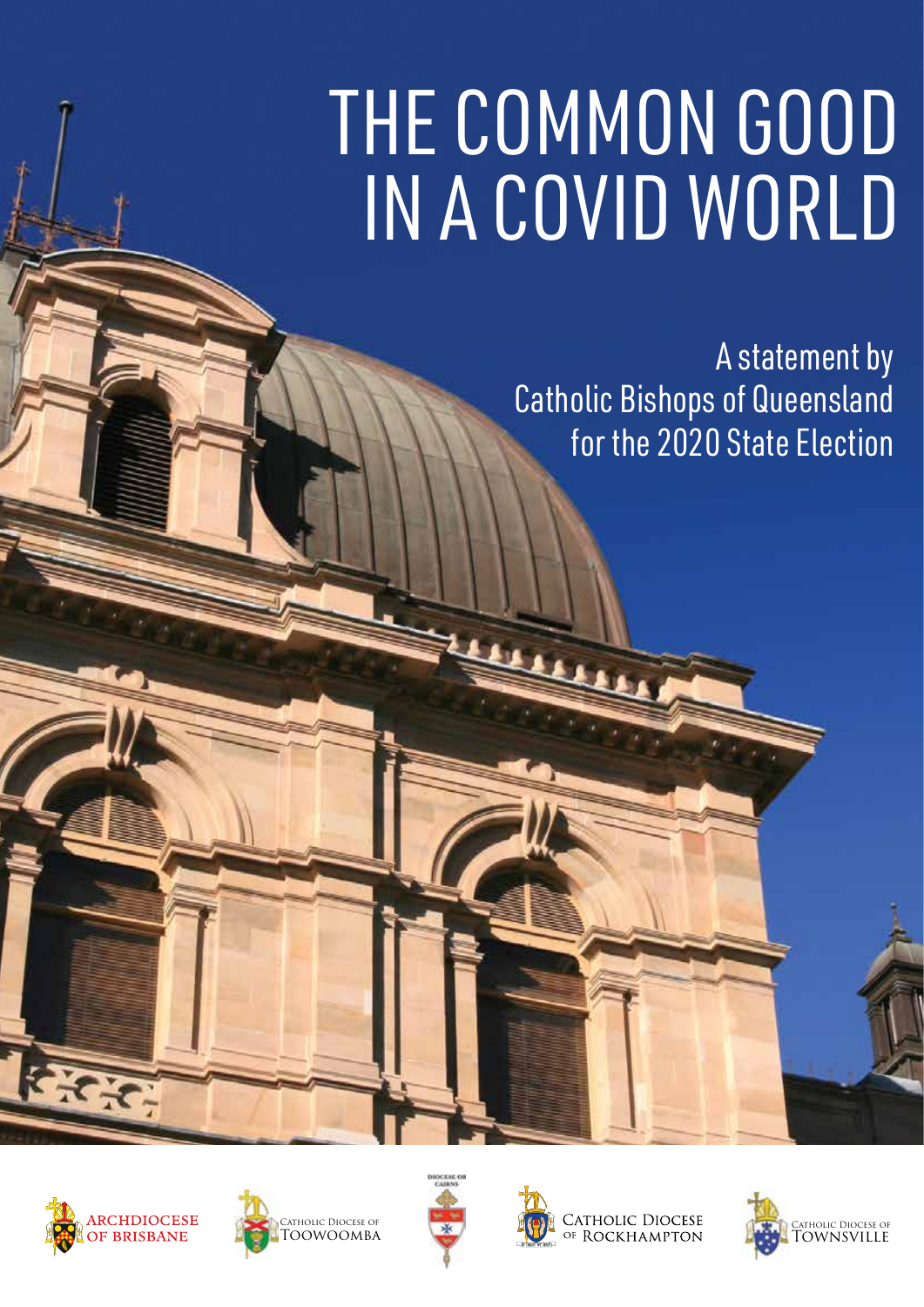# THE COMMON GOOD IN A COVID WORLD

A statement by
Catholic Bishops of Queensland
for the 2020 State Election

ARCHDIOCESE OF BRISBANE

CATHOLIC DIOCESE OF TOOWOOMBA

DIOCESE OF CAIRNS

CATHOLIC DIOCESE OF ROCKHAMPTON

CATHOLIC DIOCESE OF TOWNSVILLE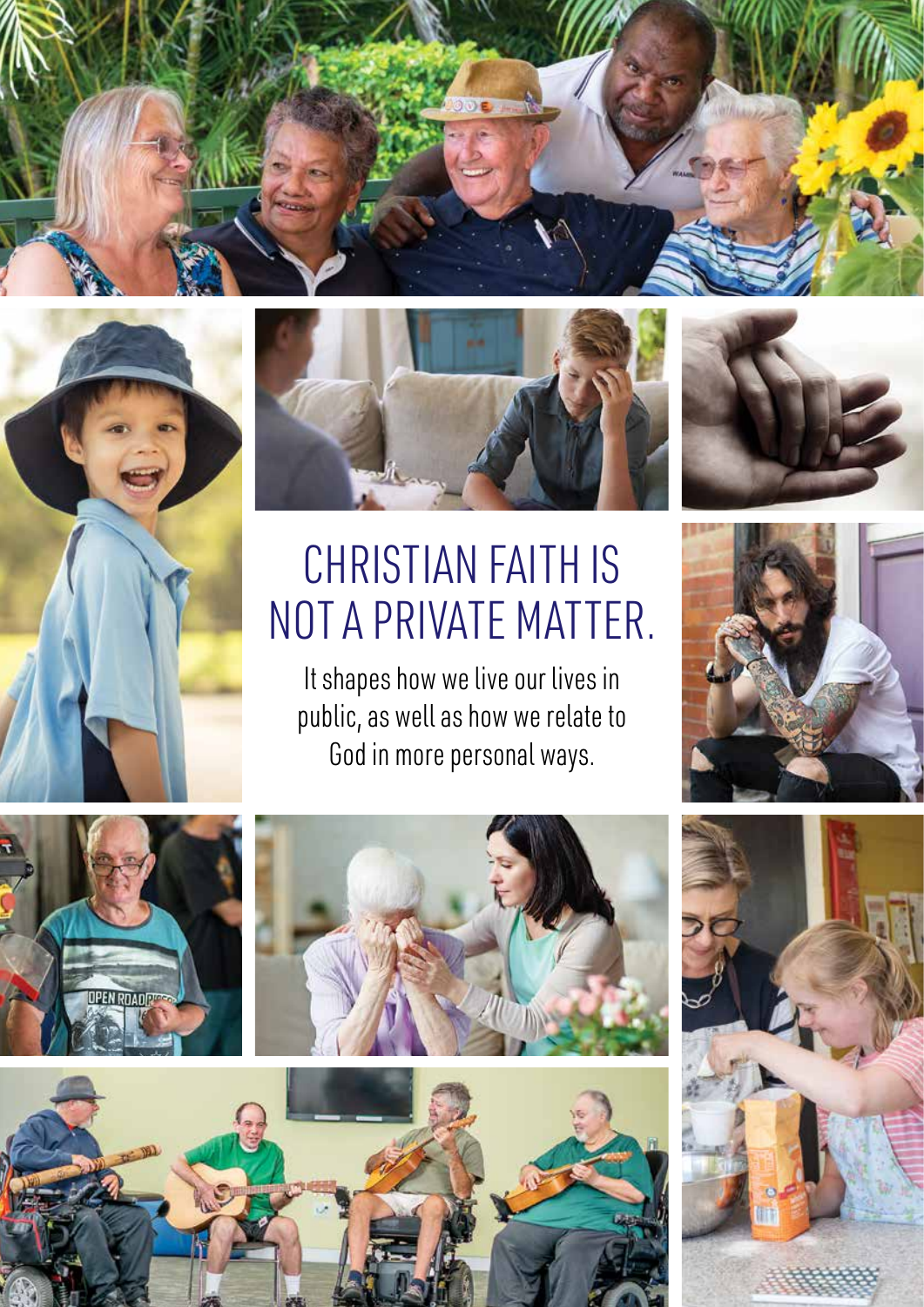# CHRISTIAN FAITH IS NOT A PRIVATE MATTER.

It shapes how we live our lives in public, as well as how we relate to God in more personal ways.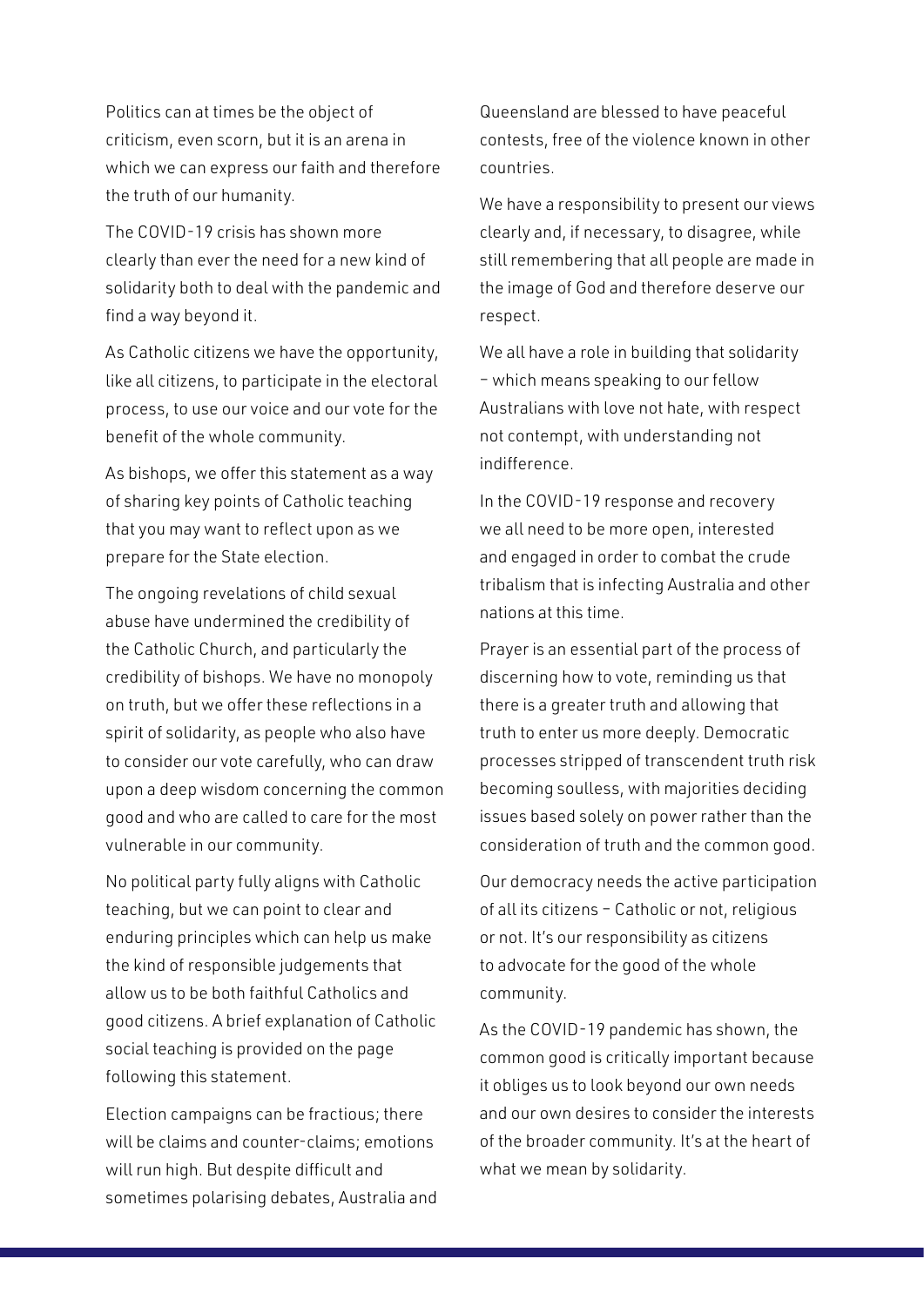Politics can at times be the object of criticism, even scorn, but it is an arena in which we can express our faith and therefore the truth of our humanity.

The COVID-19 crisis has shown more clearly than ever the need for a new kind of solidarity both to deal with the pandemic and find a way beyond it.

As Catholic citizens we have the opportunity, like all citizens, to participate in the electoral process, to use our voice and our vote for the benefit of the whole community.

As bishops, we offer this statement as a way of sharing key points of Catholic teaching that you may want to reflect upon as we prepare for the State election.

The ongoing revelations of child sexual abuse have undermined the credibility of the Catholic Church, and particularly the credibility of bishops. We have no monopoly on truth, but we offer these reflections in a spirit of solidarity, as people who also have to consider our vote carefully, who can draw upon a deep wisdom concerning the common good and who are called to care for the most vulnerable in our community.

No political party fully aligns with Catholic teaching, but we can point to clear and enduring principles which can help us make the kind of responsible judgements that allow us to be both faithful Catholics and good citizens. A brief explanation of Catholic social teaching is provided on the page following this statement.

Election campaigns can be fractious; there will be claims and counter-claims; emotions will run high. But despite difficult and sometimes polarising debates, Australia and Queensland are blessed to have peaceful contests, free of the violence known in other countries.

We have a responsibility to present our views clearly and, if necessary, to disagree, while still remembering that all people are made in the image of God and therefore deserve our respect.

We all have a role in building that solidarity – which means speaking to our fellow Australians with love not hate, with respect not contempt, with understanding not indifference.

In the COVID-19 response and recovery we all need to be more open, interested and engaged in order to combat the crude tribalism that is infecting Australia and other nations at this time.

Prayer is an essential part of the process of discerning how to vote, reminding us that there is a greater truth and allowing that truth to enter us more deeply. Democratic processes stripped of transcendent truth risk becoming soulless, with majorities deciding issues based solely on power rather than the consideration of truth and the common good.

Our democracy needs the active participation of all its citizens – Catholic or not, religious or not. It's our responsibility as citizens to advocate for the good of the whole community.

As the COVID-19 pandemic has shown, the common good is critically important because it obliges us to look beyond our own needs and our own desires to consider the interests of the broader community. It's at the heart of what we mean by solidarity.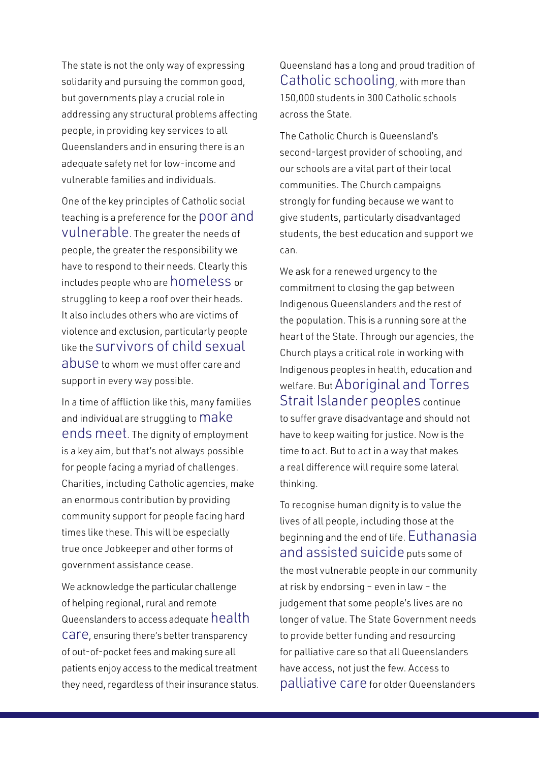The state is not the only way of expressing solidarity and pursuing the common good, but governments play a crucial role in addressing any structural problems affecting people, in providing key services to all Queenslanders and in ensuring there is an adequate safety net for low-income and vulnerable families and individuals.

One of the key principles of Catholic social teaching is a preference for the poor and vulnerable. The greater the needs of people, the greater the responsibility we have to respond to their needs. Clearly this includes people who are homeless or struggling to keep a roof over their heads. It also includes others who are victims of violence and exclusion, particularly people like the survivors of child sexual abuse to whom we must offer care and support in every way possible.

In a time of affliction like this, many families and individual are struggling to make ends meet. The dignity of employment is a key aim, but that's not always possible for people facing a myriad of challenges. Charities, including Catholic agencies, make an enormous contribution by providing community support for people facing hard times like these. This will be especially true once Jobkeeper and other forms of government assistance cease.

We acknowledge the particular challenge of helping regional, rural and remote Queenslanders to access adequate health care, ensuring there's better transparency of out-of-pocket fees and making sure all patients enjoy access to the medical treatment they need, regardless of their insurance status.

Queensland has a long and proud tradition of Catholic schooling, with more than 150,000 students in 300 Catholic schools across the State.

The Catholic Church is Queensland's second-largest provider of schooling, and our schools are a vital part of their local communities. The Church campaigns strongly for funding because we want to give students, particularly disadvantaged students, the best education and support we can.

We ask for a renewed urgency to the commitment to closing the gap between Indigenous Queenslanders and the rest of the population. This is a running sore at the heart of the State. Through our agencies, the Church plays a critical role in working with Indigenous peoples in health, education and welfare. But Aboriginal and Torres Strait Islander peoples continue to suffer grave disadvantage and should not have to keep waiting for justice. Now is the time to act. But to act in a way that makes a real difference will require some lateral thinking.

To recognise human dignity is to value the lives of all people, including those at the beginning and the end of life. Euthanasia and assisted suicide puts some of the most vulnerable people in our community at risk by endorsing – even in law – the judgement that some people's lives are no longer of value. The State Government needs to provide better funding and resourcing for palliative care so that all Queenslanders have access, not just the few. Access to palliative care for older Queenslanders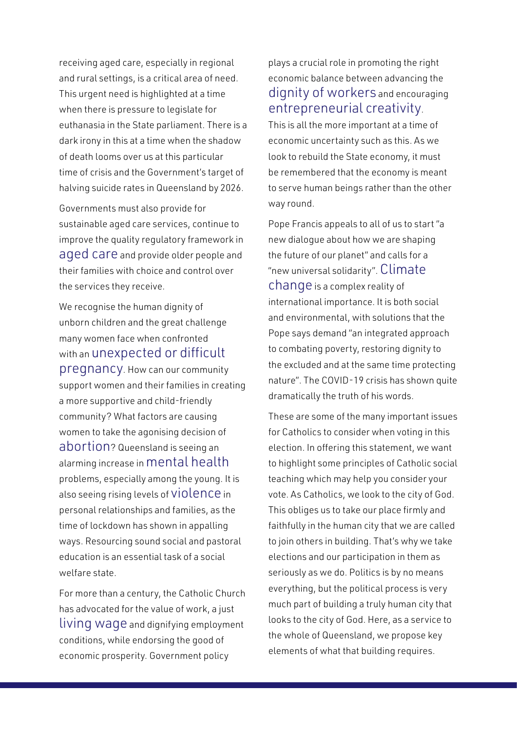receiving aged care, especially in regional and rural settings, is a critical area of need. This urgent need is highlighted at a time when there is pressure to legislate for euthanasia in the State parliament. There is a dark irony in this at a time when the shadow of death looms over us at this particular time of crisis and the Government's target of halving suicide rates in Queensland by 2026.

Governments must also provide for sustainable aged care services, continue to improve the quality regulatory framework in aged care and provide older people and their families with choice and control over the services they receive.

We recognise the human dignity of unborn children and the great challenge many women face when confronted with an unexpected or difficult pregnancy. How can our community support women and their families in creating a more supportive and child-friendly community? What factors are causing women to take the agonising decision of abortion? Queensland is seeing an alarming increase in mental health problems, especially among the young. It is also seeing rising levels of violence in personal relationships and families, as the time of lockdown has shown in appalling ways. Resourcing sound social and pastoral education is an essential task of a social welfare state.

For more than a century, the Catholic Church has advocated for the value of work, a just living wage and dignifying employment conditions, while endorsing the good of economic prosperity. Government policy plays a crucial role in promoting the right economic balance between advancing the dignity of workers and encouraging entrepreneurial creativity. This is all the more important at a time of economic uncertainty such as this. As we look to rebuild the State economy, it must be remembered that the economy is meant to serve human beings rather than the other way round.

Pope Francis appeals to all of us to start "a new dialogue about how we are shaping the future of our planet" and calls for a "new universal solidarity". Climate change is a complex reality of international importance. It is both social and environmental, with solutions that the Pope says demand "an integrated approach to combating poverty, restoring dignity to the excluded and at the same time protecting nature". The COVID-19 crisis has shown quite dramatically the truth of his words.

These are some of the many important issues for Catholics to consider when voting in this election. In offering this statement, we want to highlight some principles of Catholic social teaching which may help you consider your vote. As Catholics, we look to the city of God. This obliges us to take our place firmly and faithfully in the human city that we are called to join others in building. That's why we take elections and our participation in them as seriously as we do. Politics is by no means everything, but the political process is very much part of building a truly human city that looks to the city of God. Here, as a service to the whole of Queensland, we propose key elements of what that building requires.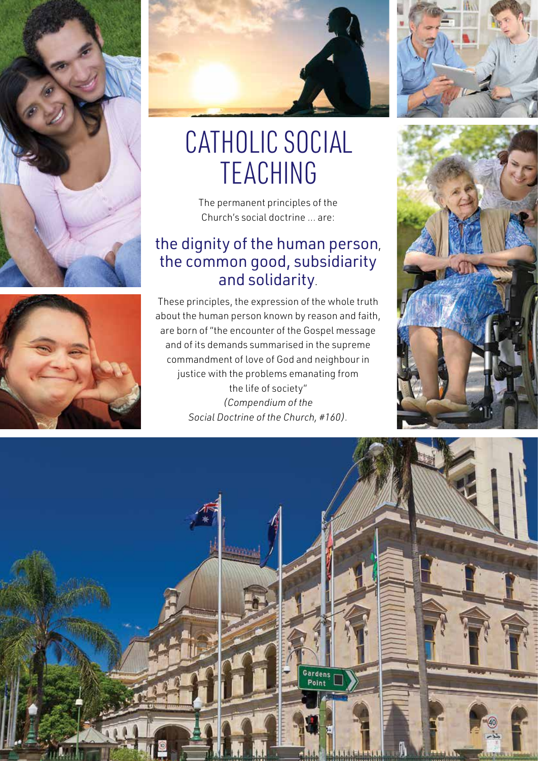# CATHOLIC SOCIAL TEACHING

The permanent principles of the Church's social doctrine ... are:

## the dignity of the human person, the common good, subsidiarity and solidarity.

These principles, the expression of the whole truth about the human person known by reason and faith, are born of "the encounter of the Gospel message and of its demands summarised in the supreme commandment of love of God and neighbour in justice with the problems emanating from the life of society" *(Compendium of the Social Doctrine of the Church, #160)*.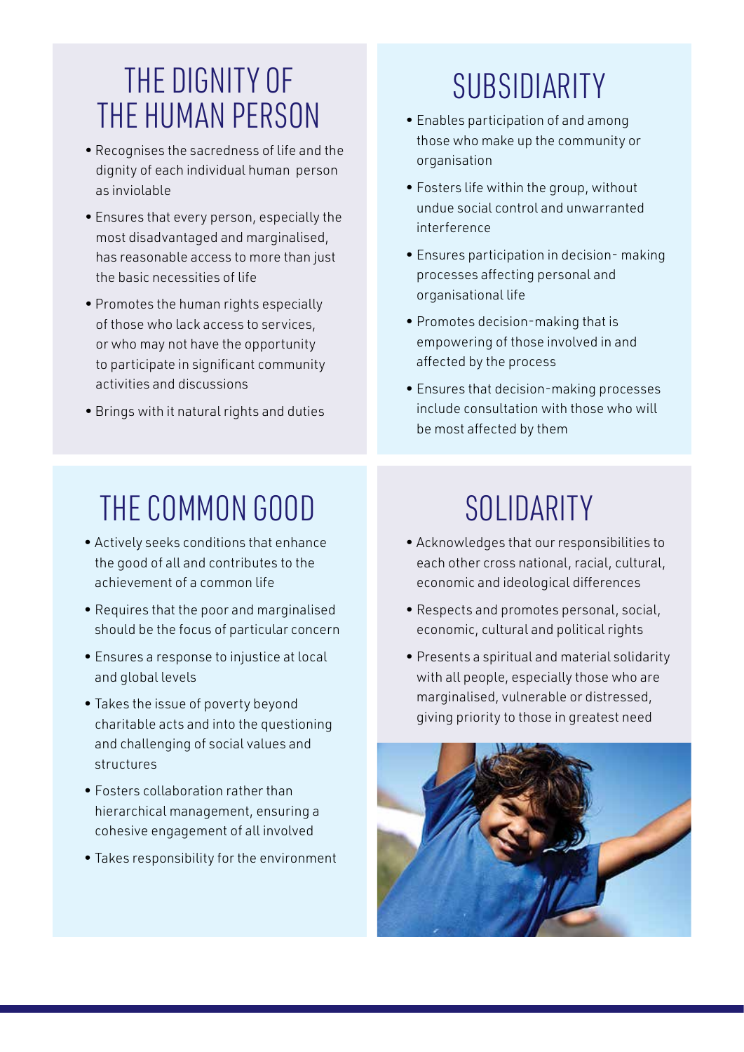## THE DIGNITY OF THE HUMAN PERSON

- Recognises the sacredness of life and the dignity of each individual human person as inviolable
- Ensures that every person, especially the most disadvantaged and marginalised, has reasonable access to more than just the basic necessities of life
- Promotes the human rights especially of those who lack access to services, or who may not have the opportunity to participate in significant community activities and discussions
- Brings with it natural rights and duties

## SUBSIDIARITY

- Enables participation of and among those who make up the community or organisation
- Fosters life within the group, without undue social control and unwarranted interference
- Ensures participation in decision- making processes affecting personal and organisational life
- Promotes decision-making that is empowering of those involved in and affected by the process
- Ensures that decision-making processes include consultation with those who will be most affected by them

## THE COMMON GOOD

- Actively seeks conditions that enhance the good of all and contributes to the achievement of a common life
- Requires that the poor and marginalised should be the focus of particular concern
- Ensures a response to injustice at local and global levels
- Takes the issue of poverty beyond charitable acts and into the questioning and challenging of social values and structures
- Fosters collaboration rather than hierarchical management, ensuring a cohesive engagement of all involved
- Takes responsibility for the environment

## SOLIDARITY

- Acknowledges that our responsibilities to each other cross national, racial, cultural, economic and ideological differences
- Respects and promotes personal, social, economic, cultural and political rights
- Presents a spiritual and material solidarity with all people, especially those who are marginalised, vulnerable or distressed, giving priority to those in greatest need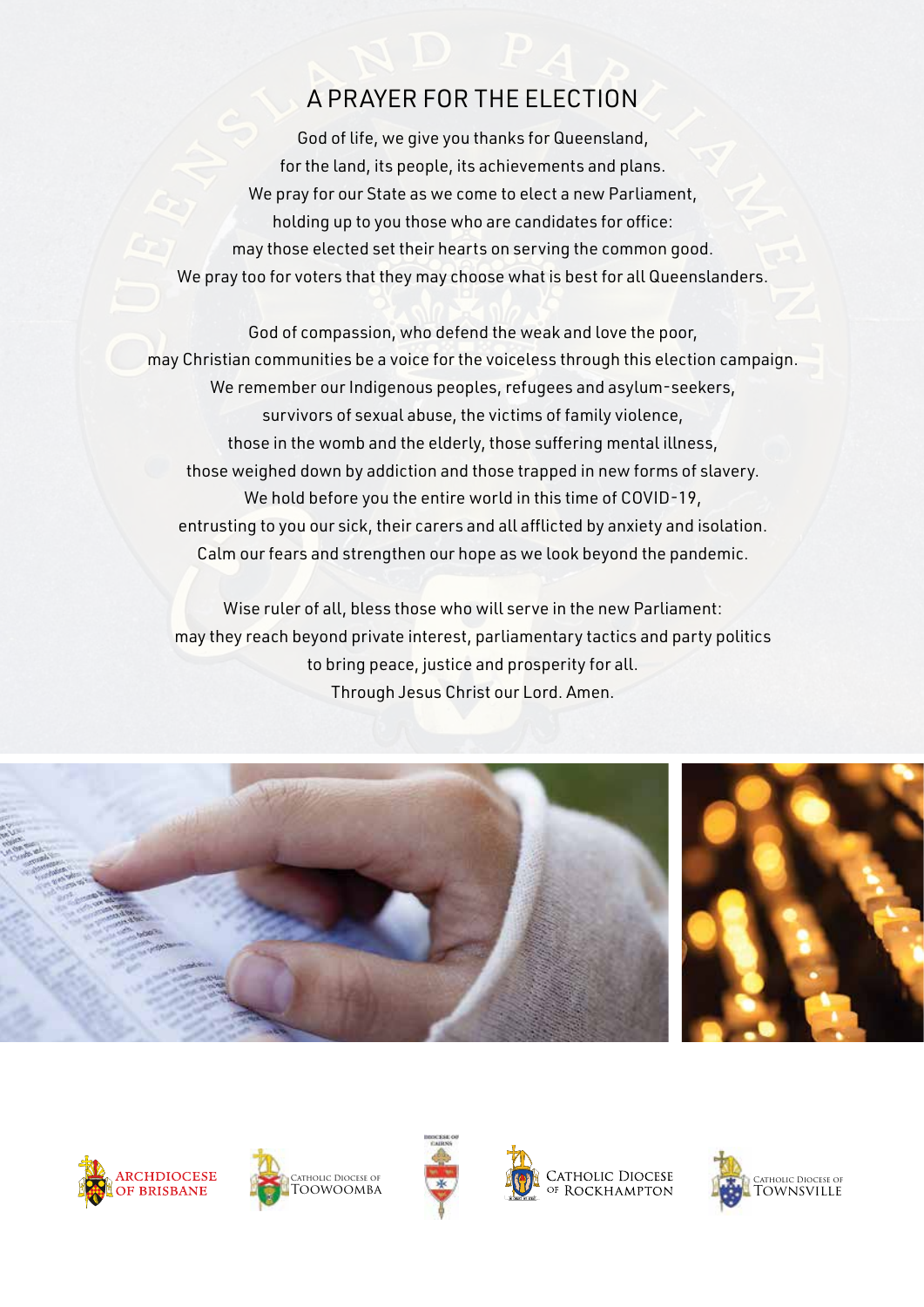# A PRAYER FOR THE ELECTION

God of life, we give you thanks for Queensland,
for the land, its people, its achievements and plans.
We pray for our State as we come to elect a new Parliament,
holding up to you those who are candidates for office:
may those elected set their hearts on serving the common good.
We pray too for voters that they may choose what is best for all Queenslanders.

God of compassion, who defend the weak and love the poor,
may Christian communities be a voice for the voiceless through this election campaign.
We remember our Indigenous peoples, refugees and asylum-seekers,
survivors of sexual abuse, the victims of family violence,
those in the womb and the elderly, those suffering mental illness,
those weighed down by addiction and those trapped in new forms of slavery.
We hold before you the entire world in this time of COVID-19,
entrusting to you our sick, their carers and all afflicted by anxiety and isolation.
Calm our fears and strengthen our hope as we look beyond the pandemic.

Wise ruler of all, bless those who will serve in the new Parliament:
may they reach beyond private interest, parliamentary tactics and party politics
to bring peace, justice and prosperity for all.
Through Jesus Christ our Lord. Amen.

ARCHDIOCESE OF BRISBANE

CATHOLIC DIOCESE OF TOOWOOMBA

DIOCESE OF CAIRNS

CATHOLIC DIOCESE OF ROCKHAMPTON

CATHOLIC DIOCESE OF TOWNSVILLE